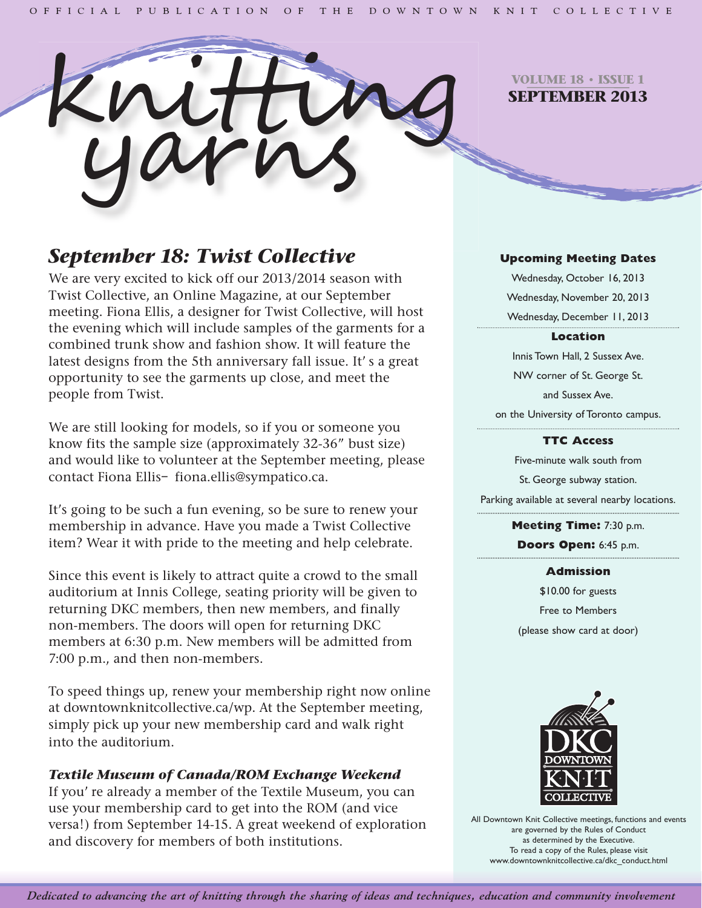OFFICIAL PUBLICATION OF THE DOWNTOWN KNIT COLLECTIVE

# knitting yarns

**VOLUME 18 • ISSUE 1**
**SEPTEMBER 2013**

## *September 18: Twist Collective*

We are very excited to kick off our 2013/2014 season with Twist Collective, an Online Magazine, at our September meeting. Fiona Ellis, a designer for Twist Collective, will host the evening which will include samples of the garments for a combined trunk show and fashion show. It will feature the latest designs from the 5th anniversary fall issue. It' s a great opportunity to see the garments up close, and meet the people from Twist.

We are still looking for models, so if you or someone you know fits the sample size (approximately 32-36" bust size) and would like to volunteer at the September meeting, please contact Fiona Ellis– fiona.ellis@sympatico.ca.

It's going to be such a fun evening, so be sure to renew your membership in advance. Have you made a Twist Collective item? Wear it with pride to the meeting and help celebrate.

Since this event is likely to attract quite a crowd to the small auditorium at Innis College, seating priority will be given to returning DKC members, then new members, and finally non-members. The doors will open for returning DKC members at 6:30 p.m. New members will be admitted from 7:00 p.m., and then non-members.

To speed things up, renew your membership right now online at downtownknitcollective.ca/wp. At the September meeting, simply pick up your new membership card and walk right into the auditorium.

### *Textile Museum of Canada/ROM Exchange Weekend*

If you' re already a member of the Textile Museum, you can use your membership card to get into the ROM (and vice versa!) from September 14-15. A great weekend of exploration and discovery for members of both institutions.

---

**Upcoming Meeting Dates**

Wednesday, October 16, 2013
Wednesday, November 20, 2013
Wednesday, December 11, 2013

**Location**

Innis Town Hall, 2 Sussex Ave.
NW corner of St. George St.
and Sussex Ave.
on the University of Toronto campus.

**TTC Access**

Five-minute walk south from
St. George subway station.
Parking available at several nearby locations.

**Meeting Time:** 7:30 p.m.
**Doors Open:** 6:45 p.m.

**Admission**

$10.00 for guests
Free to Members
(please show card at door)

DKC DOWNTOWN KNIT COLLECTIVE

All Downtown Knit Collective meetings, functions and events are governed by the Rules of Conduct as determined by the Executive. To read a copy of the Rules, please visit www.downtownknitcollective.ca/dkc_conduct.html

*Dedicated to advancing the art of knitting through the sharing of ideas and techniques, education and community involvement*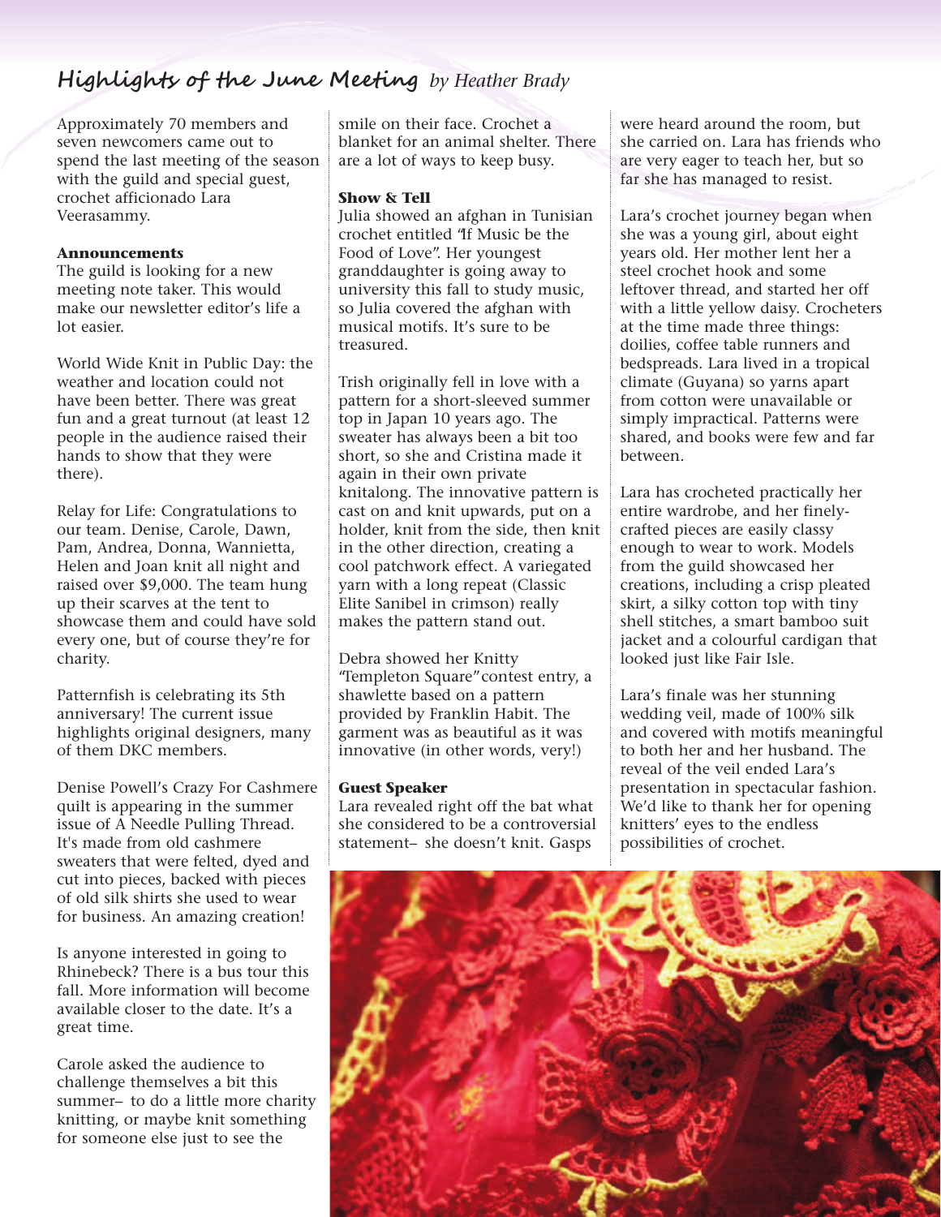## Highlights of the June Meeting *by Heather Brady*

Approximately 70 members and seven newcomers came out to spend the last meeting of the season with the guild and special guest, crochet afficionado Lara Veerasammy.

**Announcements**

The guild is looking for a new meeting note taker. This would make our newsletter editor's life a lot easier.

World Wide Knit in Public Day: the weather and location could not have been better. There was great fun and a great turnout (at least 12 people in the audience raised their hands to show that they were there).

Relay for Life: Congratulations to our team. Denise, Carole, Dawn, Pam, Andrea, Donna, Wannietta, Helen and Joan knit all night and raised over $9,000. The team hung up their scarves at the tent to showcase them and could have sold every one, but of course they're for charity.

Patternfish is celebrating its 5th anniversary! The current issue highlights original designers, many of them DKC members.

Denise Powell's Crazy For Cashmere quilt is appearing in the summer issue of A Needle Pulling Thread. It's made from old cashmere sweaters that were felted, dyed and cut into pieces, backed with pieces of old silk shirts she used to wear for business. An amazing creation!

Is anyone interested in going to Rhinebeck? There is a bus tour this fall. More information will become available closer to the date. It's a great time.

Carole asked the audience to challenge themselves a bit this summer– to do a little more charity knitting, or maybe knit something for someone else just to see the smile on their face. Crochet a blanket for an animal shelter. There are a lot of ways to keep busy.

**Show & Tell**

Julia showed an afghan in Tunisian crochet entitled "If Music be the Food of Love". Her youngest granddaughter is going away to university this fall to study music, so Julia covered the afghan with musical motifs. It's sure to be treasured.

Trish originally fell in love with a pattern for a short-sleeved summer top in Japan 10 years ago. The sweater has always been a bit too short, so she and Cristina made it again in their own private knitalong. The innovative pattern is cast on and knit upwards, put on a holder, knit from the side, then knit in the other direction, creating a cool patchwork effect. A variegated yarn with a long repeat (Classic Elite Sanibel in crimson) really makes the pattern stand out.

Debra showed her Knitty "Templeton Square" contest entry, a shawlette based on a pattern provided by Franklin Habit. The garment was as beautiful as it was innovative (in other words, very!)

**Guest Speaker**

Lara revealed right off the bat what she considered to be a controversial statement– she doesn't knit. Gasps were heard around the room, but she carried on. Lara has friends who are very eager to teach her, but so far she has managed to resist.

Lara's crochet journey began when she was a young girl, about eight years old. Her mother lent her a steel crochet hook and some leftover thread, and started her off with a little yellow daisy. Crocheters at the time made three things: doilies, coffee table runners and bedspreads. Lara lived in a tropical climate (Guyana) so yarns apart from cotton were unavailable or simply impractical. Patterns were shared, and books were few and far between.

Lara has crocheted practically her entire wardrobe, and her finely-crafted pieces are easily classy enough to wear to work. Models from the guild showcased her creations, including a crisp pleated skirt, a silky cotton top with tiny shell stitches, a smart bamboo suit jacket and a colourful cardigan that looked just like Fair Isle.

Lara's finale was her stunning wedding veil, made of 100% silk and covered with motifs meaningful to both her and her husband. The reveal of the veil ended Lara's presentation in spectacular fashion. We'd like to thank her for opening knitters' eyes to the endless possibilities of crochet.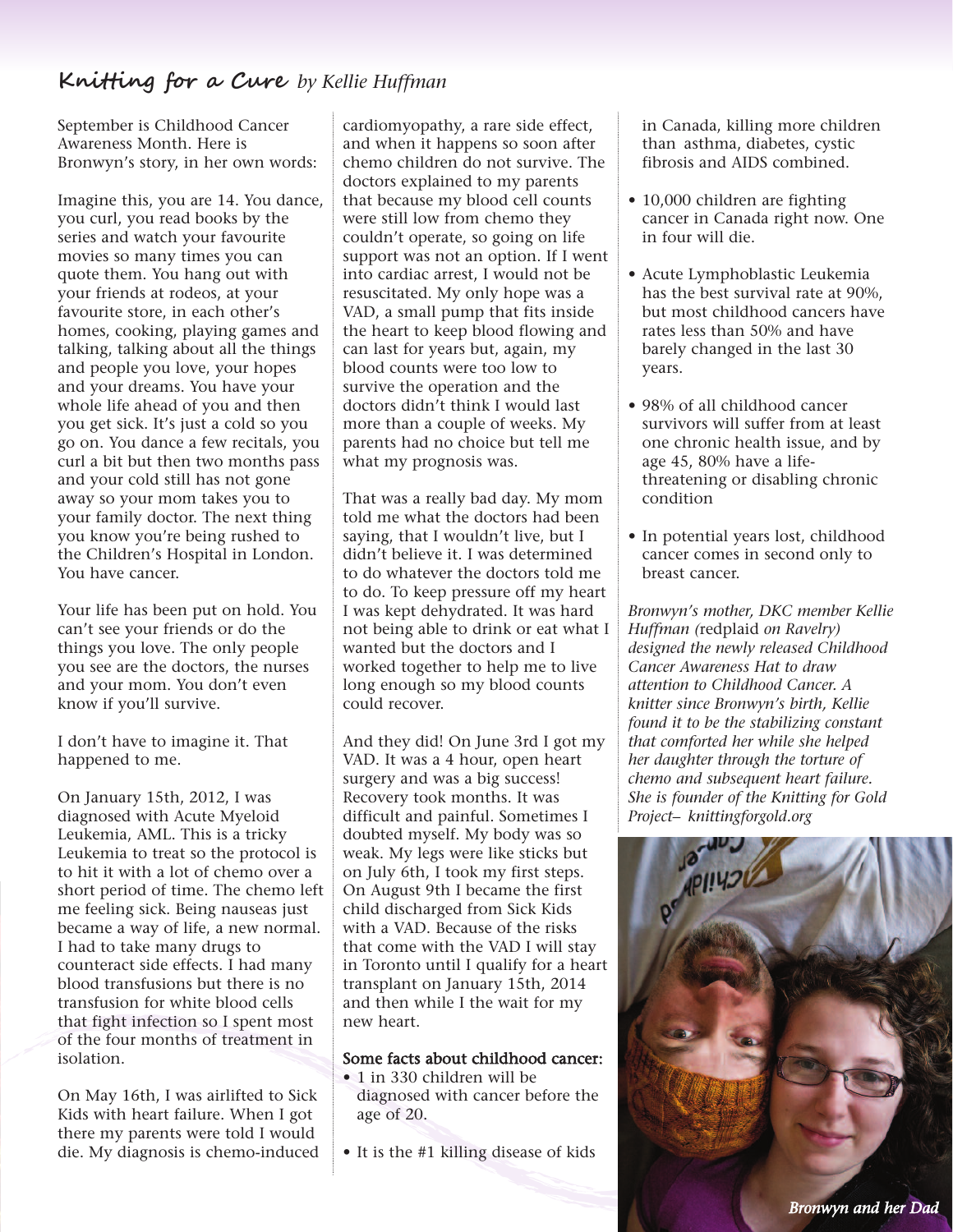# Knitting for a Cure *by Kellie Huffman*

September is Childhood Cancer Awareness Month. Here is Bronwyn's story, in her own words:

Imagine this, you are 14. You dance, you curl, you read books by the series and watch your favourite movies so many times you can quote them. You hang out with your friends at rodeos, at your favourite store, in each other's homes, cooking, playing games and talking, talking about all the things and people you love, your hopes and your dreams. You have your whole life ahead of you and then you get sick. It's just a cold so you go on. You dance a few recitals, you curl a bit but then two months pass and your cold still has not gone away so your mom takes you to your family doctor. The next thing you know you're being rushed to the Children's Hospital in London. You have cancer.

Your life has been put on hold. You can't see your friends or do the things you love. The only people you see are the doctors, the nurses and your mom. You don't even know if you'll survive.

I don't have to imagine it. That happened to me.

On January 15th, 2012, I was diagnosed with Acute Myeloid Leukemia, AML. This is a tricky Leukemia to treat so the protocol is to hit it with a lot of chemo over a short period of time. The chemo left me feeling sick. Being nauseas just became a way of life, a new normal. I had to take many drugs to counteract side effects. I had many blood transfusions but there is no transfusion for white blood cells that fight infection so I spent most of the four months of treatment in isolation.

On May 16th, I was airlifted to Sick Kids with heart failure. When I got there my parents were told I would die. My diagnosis is chemo-induced cardiomyopathy, a rare side effect, and when it happens so soon after chemo children do not survive. The doctors explained to my parents that because my blood cell counts were still low from chemo they couldn't operate, so going on life support was not an option. If I went into cardiac arrest, I would not be resuscitated. My only hope was a VAD, a small pump that fits inside the heart to keep blood flowing and can last for years but, again, my blood counts were too low to survive the operation and the doctors didn't think I would last more than a couple of weeks. My parents had no choice but tell me what my prognosis was.

That was a really bad day. My mom told me what the doctors had been saying, that I wouldn't live, but I didn't believe it. I was determined to do whatever the doctors told me to do. To keep pressure off my heart I was kept dehydrated. It was hard not being able to drink or eat what I wanted but the doctors and I worked together to help me to live long enough so my blood counts could recover.

And they did! On June 3rd I got my VAD. It was a 4 hour, open heart surgery and was a big success! Recovery took months. It was difficult and painful. Sometimes I doubted myself. My body was so weak. My legs were like sticks but on July 6th, I took my first steps. On August 9th I became the first child discharged from Sick Kids with a VAD. Because of the risks that come with the VAD I will stay in Toronto until I qualify for a heart transplant on January 15th, 2014 and then while I the wait for my new heart.

**Some facts about childhood cancer:**

- 1 in 330 children will be diagnosed with cancer before the age of 20.
- It is the #1 killing disease of kids in Canada, killing more children than asthma, diabetes, cystic fibrosis and AIDS combined.
- 10,000 children are fighting cancer in Canada right now. One in four will die.
- Acute Lymphoblastic Leukemia has the best survival rate at 90%, but most childhood cancers have rates less than 50% and have barely changed in the last 30 years.
- 98% of all childhood cancer survivors will suffer from at least one chronic health issue, and by age 45, 80% have a life-threatening or disabling chronic condition
- In potential years lost, childhood cancer comes in second only to breast cancer.

*Bronwyn's mother, DKC member Kellie Huffman (*redplaid *on Ravelry) designed the newly released Childhood Cancer Awareness Hat to draw attention to Childhood Cancer. A knitter since Bronwyn's birth, Kellie found it to be the stabilizing constant that comforted her while she helped her daughter through the torture of chemo and subsequent heart failure. She is founder of the Knitting for Gold Project– knittingforgold.org*

*Bronwyn and her Dad*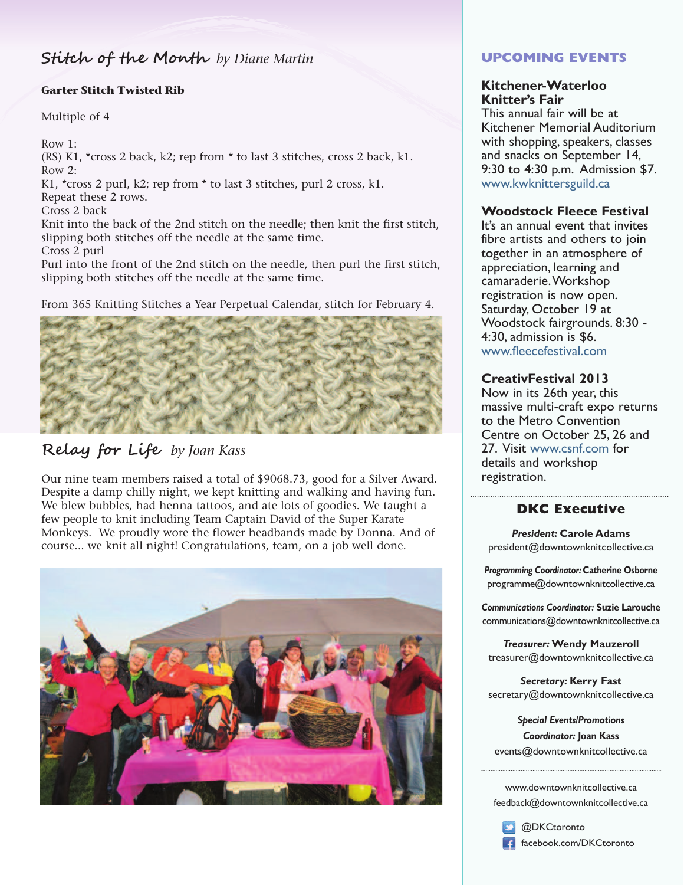## Stitch of the Month *by Diane Martin*

**Garter Stitch Twisted Rib**

Multiple of 4

Row 1:
(RS) K1, *cross 2 back, k2; rep from * to last 3 stitches, cross 2 back, k1.
Row 2:
K1, *cross 2 purl, k2; rep from * to last 3 stitches, purl 2 cross, k1.
Repeat these 2 rows.
Cross 2 back
Knit into the back of the 2nd stitch on the needle; then knit the first stitch, slipping both stitches off the needle at the same time.
Cross 2 purl
Purl into the front of the 2nd stitch on the needle, then purl the first stitch, slipping both stitches off the needle at the same time.

From 365 Knitting Stitches a Year Perpetual Calendar, stitch for February 4.

## Relay for Life *by Joan Kass*

Our nine team members raised a total of $9068.73, good for a Silver Award. Despite a damp chilly night, we kept knitting and walking and having fun. We blew bubbles, had henna tattoos, and ate lots of goodies. We taught a few people to knit including Team Captain David of the Super Karate Monkeys. We proudly wore the flower headbands made by Donna. And of course... we knit all night! Congratulations, team, on a job well done.

## UPCOMING EVENTS

### Kitchener-Waterloo Knitter's Fair

This annual fair will be at Kitchener Memorial Auditorium with shopping, speakers, classes and snacks on September 14, 9:30 to 4:30 p.m. Admission $7. www.kwknittersguild.ca

### Woodstock Fleece Festival

It's an annual event that invites fibre artists and others to join together in an atmosphere of appreciation, learning and camaraderie. Workshop registration is now open. Saturday, October 19 at Woodstock fairgrounds. 8:30 - 4:30, admission is $6. www.fleecefestival.com

### CreativFestival 2013

Now in its 26th year, this massive multi-craft expo returns to the Metro Convention Centre on October 25, 26 and 27. Visit www.csnf.com for details and workshop registration.

## DKC Executive

***President:*** **Carole Adams**
president@downtownknitcollective.ca

***Programming Coordinator:*** **Catherine Osborne**
programme@downtownknitcollective.ca

***Communications Coordinator:*** **Suzie Larouche**
communications@downtownknitcollective.ca

***Treasurer:*** **Wendy Mauzeroll**
treasurer@downtownknitcollective.ca

***Secretary:*** **Kerry Fast**
secretary@downtownknitcollective.ca

***Special Events/Promotions Coordinator:*** **Joan Kass**
events@downtownknitcollective.ca

www.downtownknitcollective.ca
feedback@downtownknitcollective.ca

@DKCtoronto
facebook.com/DKCtoronto